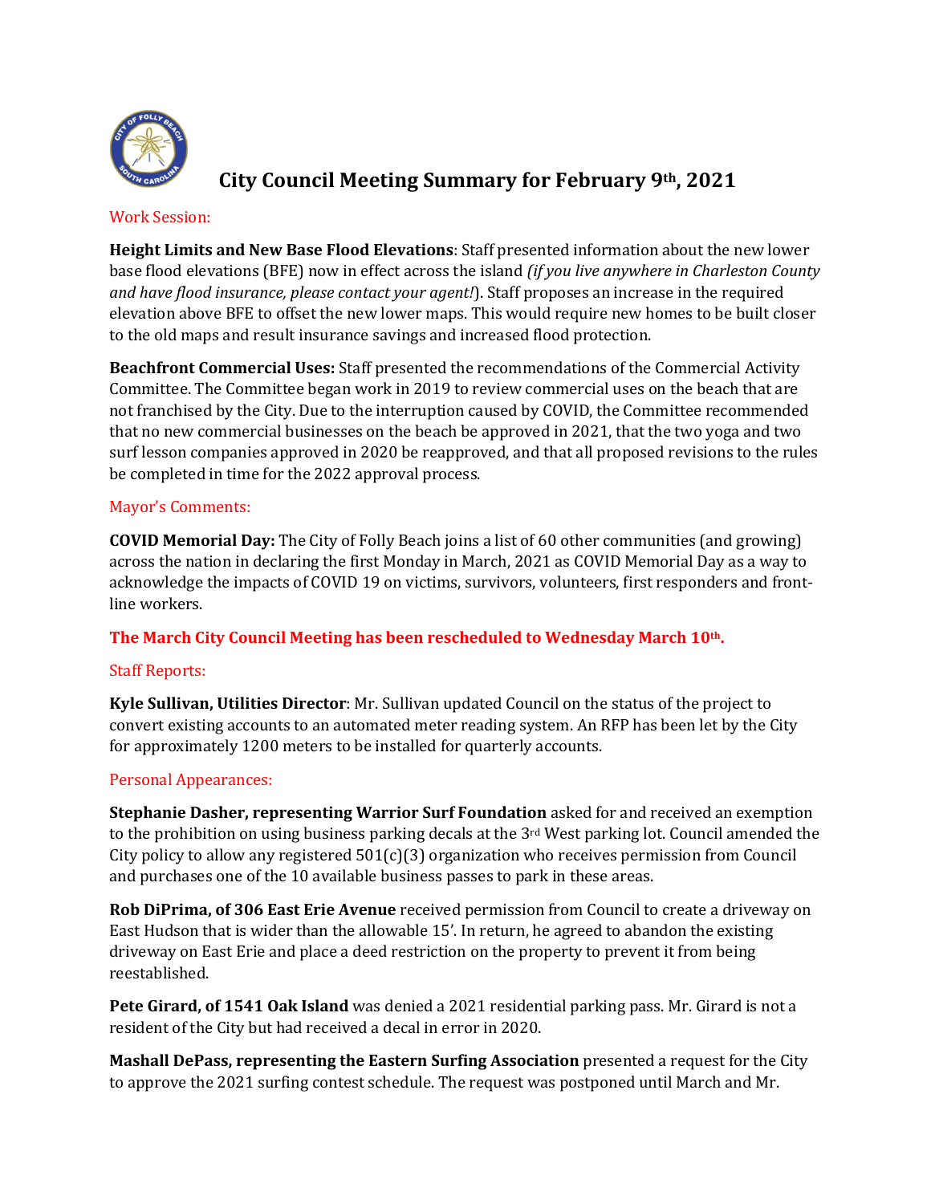# City Council Meeting Summary for February 9th, 2021

Work Session:

**Height Limits and New Base Flood Elevations**: Staff presented information about the new lower base flood elevations (BFE) now in effect across the island *(if you live anywhere in Charleston County and have flood insurance, please contact your agent!*). Staff proposes an increase in the required elevation above BFE to offset the new lower maps. This would require new homes to be built closer to the old maps and result insurance savings and increased flood protection.

**Beachfront Commercial Uses:** Staff presented the recommendations of the Commercial Activity Committee. The Committee began work in 2019 to review commercial uses on the beach that are not franchised by the City. Due to the interruption caused by COVID, the Committee recommended that no new commercial businesses on the beach be approved in 2021, that the two yoga and two surf lesson companies approved in 2020 be reapproved, and that all proposed revisions to the rules be completed in time for the 2022 approval process.

Mayor's Comments:

**COVID Memorial Day:** The City of Folly Beach joins a list of 60 other communities (and growing) across the nation in declaring the first Monday in March, 2021 as COVID Memorial Day as a way to acknowledge the impacts of COVID 19 on victims, survivors, volunteers, first responders and front-line workers.

**The March City Council Meeting has been rescheduled to Wednesday March 10th.**

Staff Reports:

**Kyle Sullivan, Utilities Director**: Mr. Sullivan updated Council on the status of the project to convert existing accounts to an automated meter reading system. An RFP has been let by the City for approximately 1200 meters to be installed for quarterly accounts.

Personal Appearances:

**Stephanie Dasher, representing Warrior Surf Foundation** asked for and received an exemption to the prohibition on using business parking decals at the 3rd West parking lot. Council amended the City policy to allow any registered 501(c)(3) organization who receives permission from Council and purchases one of the 10 available business passes to park in these areas.

**Rob DiPrima, of 306 East Erie Avenue** received permission from Council to create a driveway on East Hudson that is wider than the allowable 15'. In return, he agreed to abandon the existing driveway on East Erie and place a deed restriction on the property to prevent it from being reestablished.

**Pete Girard, of 1541 Oak Island** was denied a 2021 residential parking pass. Mr. Girard is not a resident of the City but had received a decal in error in 2020.

**Mashall DePass, representing the Eastern Surfing Association** presented a request for the City to approve the 2021 surfing contest schedule. The request was postponed until March and Mr.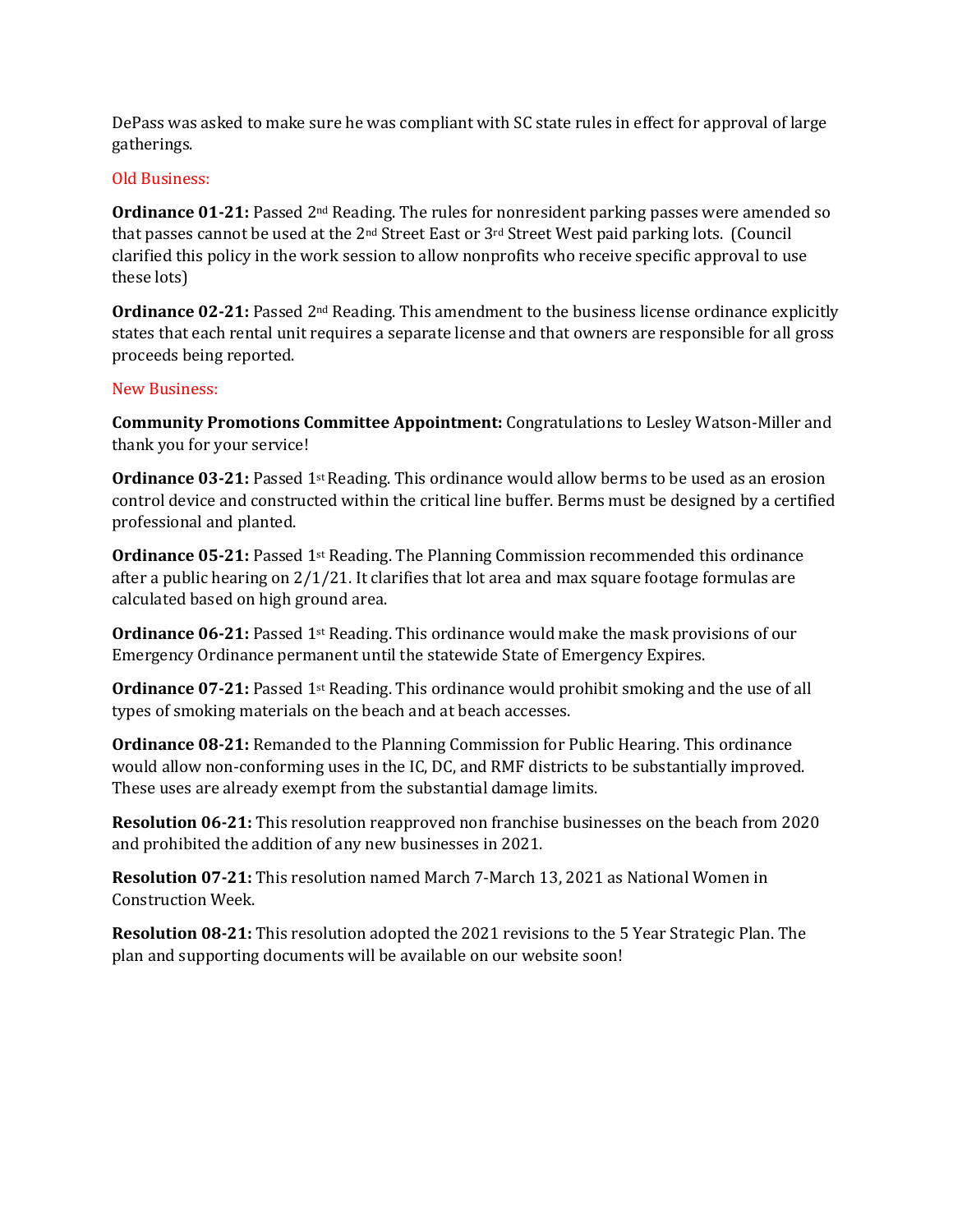DePass was asked to make sure he was compliant with SC state rules in effect for approval of large gatherings.

## Old Business:

**Ordinance 01-21:** Passed 2nd Reading. The rules for nonresident parking passes were amended so that passes cannot be used at the 2nd Street East or 3rd Street West paid parking lots. (Council clarified this policy in the work session to allow nonprofits who receive specific approval to use these lots)

**Ordinance 02-21:** Passed 2nd Reading. This amendment to the business license ordinance explicitly states that each rental unit requires a separate license and that owners are responsible for all gross proceeds being reported.

## New Business:

**Community Promotions Committee Appointment:** Congratulations to Lesley Watson-Miller and thank you for your service!

**Ordinance 03-21:** Passed 1st Reading. This ordinance would allow berms to be used as an erosion control device and constructed within the critical line buffer. Berms must be designed by a certified professional and planted.

**Ordinance 05-21:** Passed 1st Reading. The Planning Commission recommended this ordinance after a public hearing on 2/1/21. It clarifies that lot area and max square footage formulas are calculated based on high ground area.

**Ordinance 06-21:** Passed 1st Reading. This ordinance would make the mask provisions of our Emergency Ordinance permanent until the statewide State of Emergency Expires.

**Ordinance 07-21:** Passed 1st Reading. This ordinance would prohibit smoking and the use of all types of smoking materials on the beach and at beach accesses.

**Ordinance 08-21:** Remanded to the Planning Commission for Public Hearing. This ordinance would allow non-conforming uses in the IC, DC, and RMF districts to be substantially improved. These uses are already exempt from the substantial damage limits.

**Resolution 06-21:** This resolution reapproved non franchise businesses on the beach from 2020 and prohibited the addition of any new businesses in 2021.

**Resolution 07-21:** This resolution named March 7-March 13, 2021 as National Women in Construction Week.

**Resolution 08-21:** This resolution adopted the 2021 revisions to the 5 Year Strategic Plan. The plan and supporting documents will be available on our website soon!